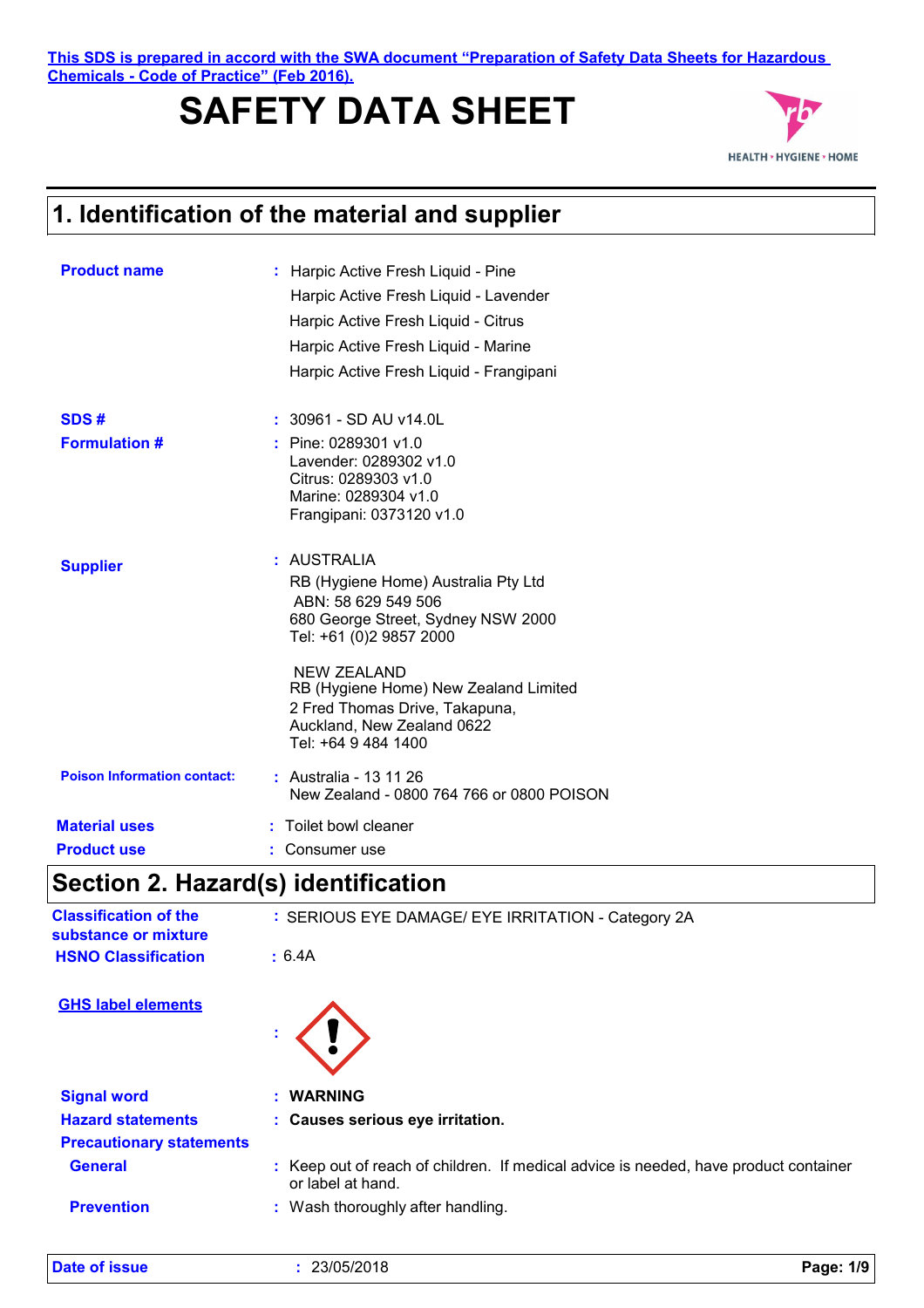This SDS is prepared in accord with the SWA document "Preparation of Safety Data Sheets for Hazardous Chemicals - Code of Practice" (Feb 2016).

# SAFETY DATA SHEET

## 1. Identification of the material and supplier

**Product name** : Harpic Active Fresh Liquid - Pine
Harpic Active Fresh Liquid - Lavender
Harpic Active Fresh Liquid - Citrus
Harpic Active Fresh Liquid - Marine
Harpic Active Fresh Liquid - Frangipani

**SDS #** : 30961 - SD AU v14.0L

**Formulation #** : Pine: 0289301 v1.0
Lavender: 0289302 v1.0
Citrus: 0289303 v1.0
Marine: 0289304 v1.0
Frangipani: 0373120 v1.0

**Supplier** : AUSTRALIA
RB (Hygiene Home) Australia Pty Ltd
ABN: 58 629 549 506
680 George Street, Sydney NSW 2000
Tel: +61 (0)2 9857 2000

NEW ZEALAND
RB (Hygiene Home) New Zealand Limited
2 Fred Thomas Drive, Takapuna,
Auckland, New Zealand 0622
Tel: +64 9 484 1400

**Poison Information contact:** : Australia - 13 11 26
New Zealand - 0800 764 766 or 0800 POISON

**Material uses** : Toilet bowl cleaner

**Product use** : Consumer use

## Section 2. Hazard(s) identification

**Classification of the substance or mixture** : SERIOUS EYE DAMAGE/ EYE IRRITATION - Category 2A

**HSNO Classification** : 6.4A

**GHS label elements** :

**Signal word** : **WARNING**

**Hazard statements** : **Causes serious eye irritation.**

**Precautionary statements**

**General** : Keep out of reach of children. If medical advice is needed, have product container or label at hand.

**Prevention** : Wash thoroughly after handling.

**Date of issue** : 23/05/2018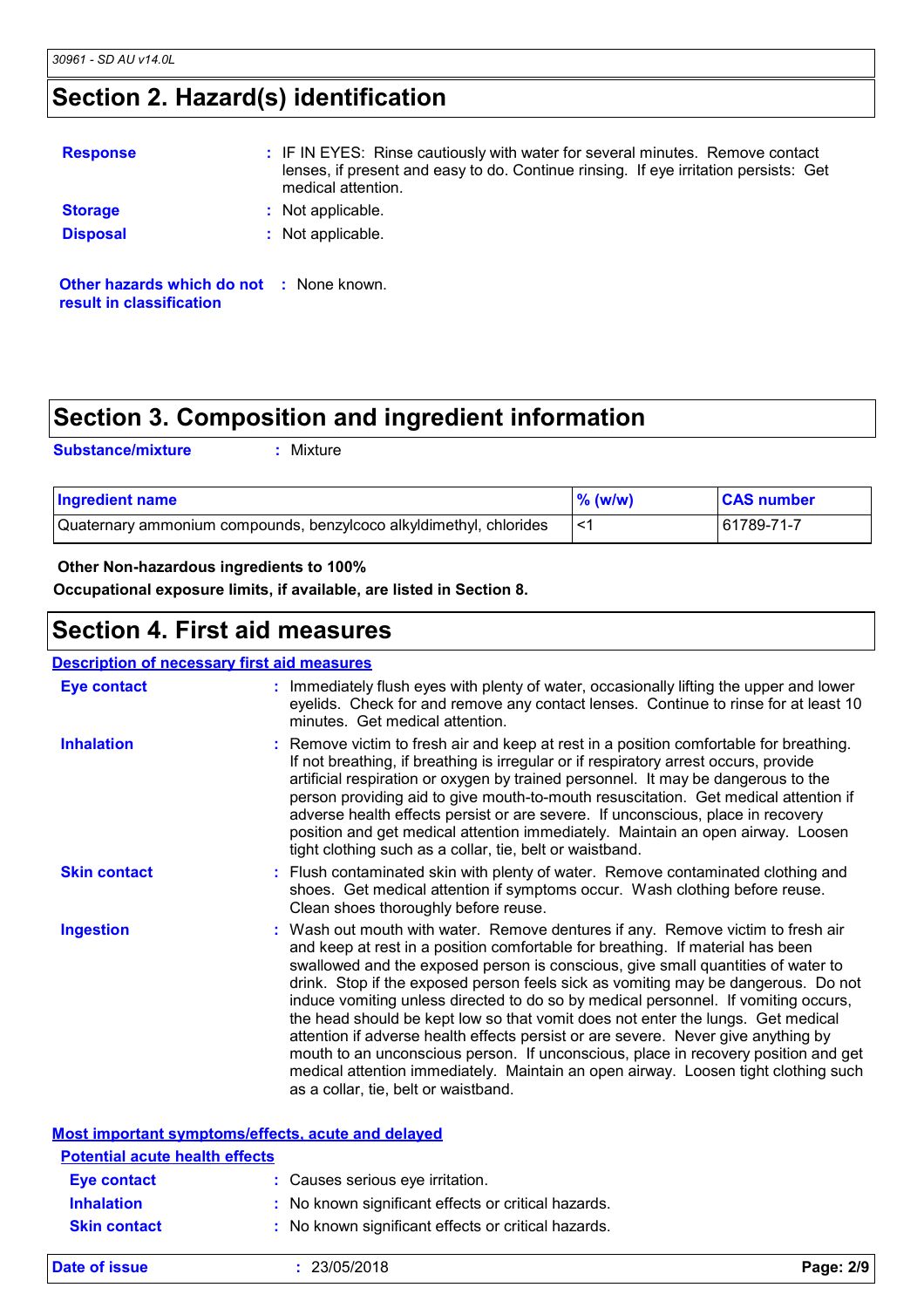## Section 2. Hazard(s) identification

**Response** : IF IN EYES: Rinse cautiously with water for several minutes. Remove contact lenses, if present and easy to do. Continue rinsing. If eye irritation persists: Get medical attention.

**Storage** : Not applicable.

**Disposal** : Not applicable.

**Other hazards which do not result in classification** : None known.

## Section 3. Composition and ingredient information

**Substance/mixture** : Mixture

| Ingredient name | % (w/w) | CAS number |
| --- | --- | --- |
| Quaternary ammonium compounds, benzylcoco alkyldimethyl, chlorides | <1 | 61789-71-7 |

**Other Non-hazardous ingredients to 100%**

**Occupational exposure limits, if available, are listed in Section 8.**

## Section 4. First aid measures

**Description of necessary first aid measures**

**Eye contact** : Immediately flush eyes with plenty of water, occasionally lifting the upper and lower eyelids. Check for and remove any contact lenses. Continue to rinse for at least 10 minutes. Get medical attention.

**Inhalation** : Remove victim to fresh air and keep at rest in a position comfortable for breathing. If not breathing, if breathing is irregular or if respiratory arrest occurs, provide artificial respiration or oxygen by trained personnel. It may be dangerous to the person providing aid to give mouth-to-mouth resuscitation. Get medical attention if adverse health effects persist or are severe. If unconscious, place in recovery position and get medical attention immediately. Maintain an open airway. Loosen tight clothing such as a collar, tie, belt or waistband.

**Skin contact** : Flush contaminated skin with plenty of water. Remove contaminated clothing and shoes. Get medical attention if symptoms occur. Wash clothing before reuse. Clean shoes thoroughly before reuse.

**Ingestion** : Wash out mouth with water. Remove dentures if any. Remove victim to fresh air and keep at rest in a position comfortable for breathing. If material has been swallowed and the exposed person is conscious, give small quantities of water to drink. Stop if the exposed person feels sick as vomiting may be dangerous. Do not induce vomiting unless directed to do so by medical personnel. If vomiting occurs, the head should be kept low so that vomit does not enter the lungs. Get medical attention if adverse health effects persist or are severe. Never give anything by mouth to an unconscious person. If unconscious, place in recovery position and get medical attention immediately. Maintain an open airway. Loosen tight clothing such as a collar, tie, belt or waistband.

**Most important symptoms/effects, acute and delayed**

**Potential acute health effects**

**Eye contact** : Causes serious eye irritation.

**Inhalation** : No known significant effects or critical hazards.

**Skin contact** : No known significant effects or critical hazards.

**Date of issue** : 23/05/2018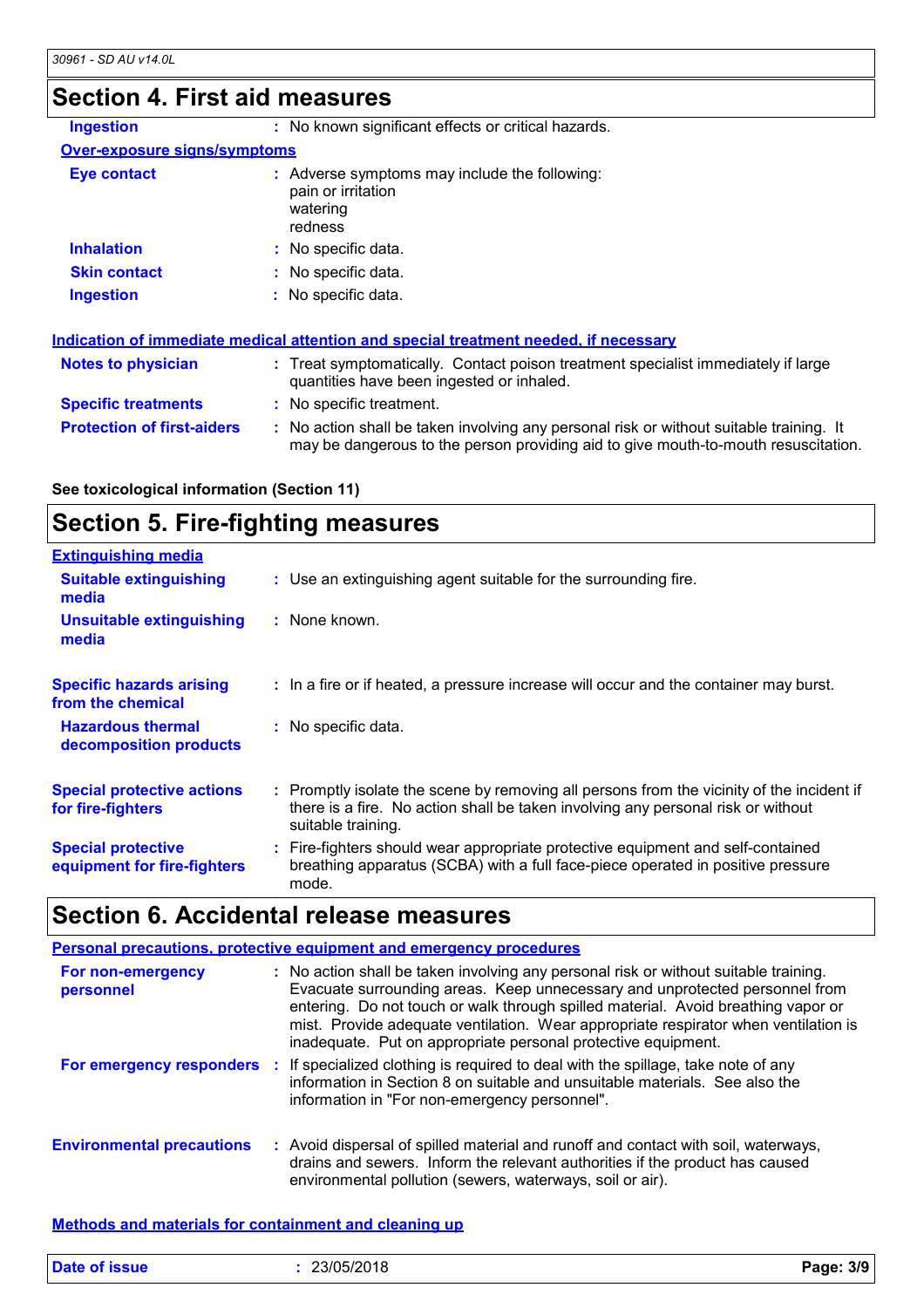## Section 4. First aid measures

**Ingestion** : No known significant effects or critical hazards.

**Over-exposure signs/symptoms**

**Eye contact** : Adverse symptoms may include the following:
pain or irritation
watering
redness

**Inhalation** : No specific data.

**Skin contact** : No specific data.

**Ingestion** : No specific data.

**Indication of immediate medical attention and special treatment needed, if necessary**

**Notes to physician** : Treat symptomatically. Contact poison treatment specialist immediately if large quantities have been ingested or inhaled.

**Specific treatments** : No specific treatment.

**Protection of first-aiders** : No action shall be taken involving any personal risk or without suitable training. It may be dangerous to the person providing aid to give mouth-to-mouth resuscitation.

**See toxicological information (Section 11)**

## Section 5. Fire-fighting measures

**Extinguishing media**

**Suitable extinguishing media** : Use an extinguishing agent suitable for the surrounding fire.

**Unsuitable extinguishing media** : None known.

**Specific hazards arising from the chemical** : In a fire or if heated, a pressure increase will occur and the container may burst.

**Hazardous thermal decomposition products** : No specific data.

**Special protective actions for fire-fighters** : Promptly isolate the scene by removing all persons from the vicinity of the incident if there is a fire. No action shall be taken involving any personal risk or without suitable training.

**Special protective equipment for fire-fighters** : Fire-fighters should wear appropriate protective equipment and self-contained breathing apparatus (SCBA) with a full face-piece operated in positive pressure mode.

## Section 6. Accidental release measures

**Personal precautions, protective equipment and emergency procedures**

**For non-emergency personnel** : No action shall be taken involving any personal risk or without suitable training. Evacuate surrounding areas. Keep unnecessary and unprotected personnel from entering. Do not touch or walk through spilled material. Avoid breathing vapor or mist. Provide adequate ventilation. Wear appropriate respirator when ventilation is inadequate. Put on appropriate personal protective equipment.

**For emergency responders** : If specialized clothing is required to deal with the spillage, take note of any information in Section 8 on suitable and unsuitable materials. See also the information in "For non-emergency personnel".

**Environmental precautions** : Avoid dispersal of spilled material and runoff and contact with soil, waterways, drains and sewers. Inform the relevant authorities if the product has caused environmental pollution (sewers, waterways, soil or air).

**Methods and materials for containment and cleaning up**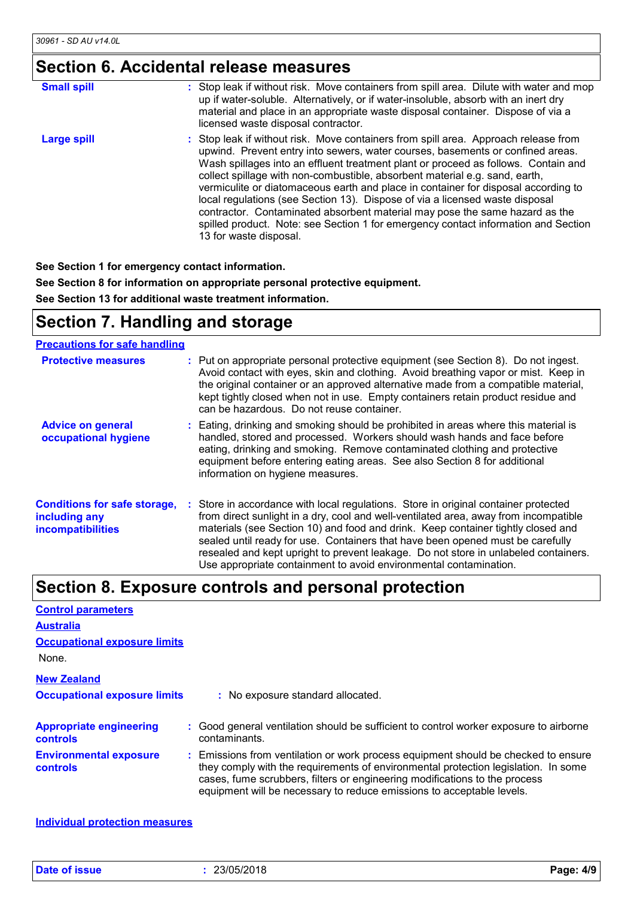## Section 6. Accidental release measures

| | |
|---|---|
| **Small spill** | : Stop leak if without risk. Move containers from spill area. Dilute with water and mop up if water-soluble. Alternatively, or if water-insoluble, absorb with an inert dry material and place in an appropriate waste disposal container. Dispose of via a licensed waste disposal contractor. |
| **Large spill** | : Stop leak if without risk. Move containers from spill area. Approach release from upwind. Prevent entry into sewers, water courses, basements or confined areas. Wash spillages into an effluent treatment plant or proceed as follows. Contain and collect spillage with non-combustible, absorbent material e.g. sand, earth, vermiculite or diatomaceous earth and place in container for disposal according to local regulations (see Section 13). Dispose of via a licensed waste disposal contractor. Contaminated absorbent material may pose the same hazard as the spilled product. Note: see Section 1 for emergency contact information and Section 13 for waste disposal. |

**See Section 1 for emergency contact information.**

**See Section 8 for information on appropriate personal protective equipment.**

**See Section 13 for additional waste treatment information.**

## Section 7. Handling and storage

### Precautions for safe handling

| | |
|---|---|
| **Protective measures** | : Put on appropriate personal protective equipment (see Section 8). Do not ingest. Avoid contact with eyes, skin and clothing. Avoid breathing vapor or mist. Keep in the original container or an approved alternative made from a compatible material, kept tightly closed when not in use. Empty containers retain product residue and can be hazardous. Do not reuse container. |
| **Advice on general occupational hygiene** | : Eating, drinking and smoking should be prohibited in areas where this material is handled, stored and processed. Workers should wash hands and face before eating, drinking and smoking. Remove contaminated clothing and protective equipment before entering eating areas. See also Section 8 for additional information on hygiene measures. |
| **Conditions for safe storage, including any incompatibilities** | : Store in accordance with local regulations. Store in original container protected from direct sunlight in a dry, cool and well-ventilated area, away from incompatible materials (see Section 10) and food and drink. Keep container tightly closed and sealed until ready for use. Containers that have been opened must be carefully resealed and kept upright to prevent leakage. Do not store in unlabeled containers. Use appropriate containment to avoid environmental contamination. |

## Section 8. Exposure controls and personal protection

### Control parameters

#### Australia

**Occupational exposure limits**

None.

#### New Zealand

**Occupational exposure limits** : No exposure standard allocated.

| | |
|---|---|
| **Appropriate engineering controls** | : Good general ventilation should be sufficient to control worker exposure to airborne contaminants. |
| **Environmental exposure controls** | : Emissions from ventilation or work process equipment should be checked to ensure they comply with the requirements of environmental protection legislation. In some cases, fume scrubbers, filters or engineering modifications to the process equipment will be necessary to reduce emissions to acceptable levels. |

### Individual protection measures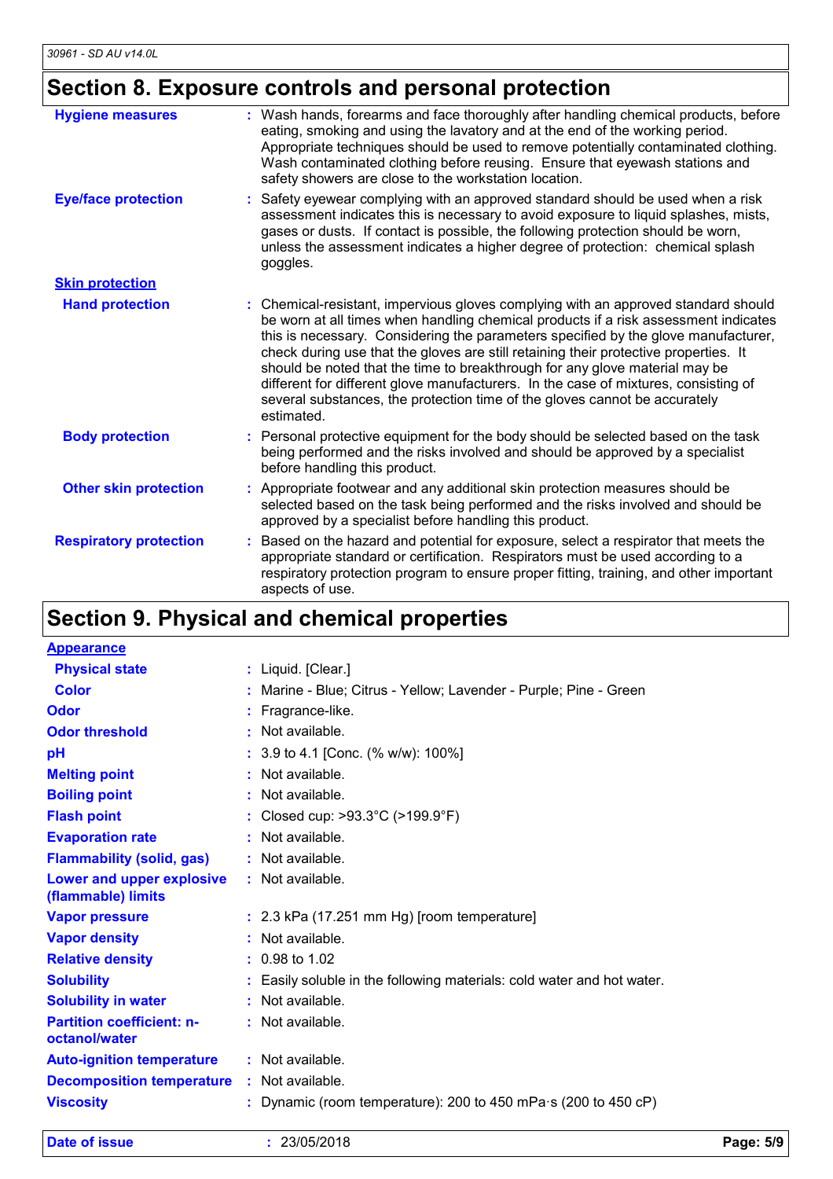## Section 8. Exposure controls and personal protection

**Hygiene measures** : Wash hands, forearms and face thoroughly after handling chemical products, before eating, smoking and using the lavatory and at the end of the working period. Appropriate techniques should be used to remove potentially contaminated clothing. Wash contaminated clothing before reusing. Ensure that eyewash stations and safety showers are close to the workstation location.

**Eye/face protection** : Safety eyewear complying with an approved standard should be used when a risk assessment indicates this is necessary to avoid exposure to liquid splashes, mists, gases or dusts. If contact is possible, the following protection should be worn, unless the assessment indicates a higher degree of protection: chemical splash goggles.

**Skin protection**

**Hand protection** : Chemical-resistant, impervious gloves complying with an approved standard should be worn at all times when handling chemical products if a risk assessment indicates this is necessary. Considering the parameters specified by the glove manufacturer, check during use that the gloves are still retaining their protective properties. It should be noted that the time to breakthrough for any glove material may be different for different glove manufacturers. In the case of mixtures, consisting of several substances, the protection time of the gloves cannot be accurately estimated.

**Body protection** : Personal protective equipment for the body should be selected based on the task being performed and the risks involved and should be approved by a specialist before handling this product.

**Other skin protection** : Appropriate footwear and any additional skin protection measures should be selected based on the task being performed and the risks involved and should be approved by a specialist before handling this product.

**Respiratory protection** : Based on the hazard and potential for exposure, select a respirator that meets the appropriate standard or certification. Respirators must be used according to a respiratory protection program to ensure proper fitting, training, and other important aspects of use.

## Section 9. Physical and chemical properties

**Appearance**

**Physical state** : Liquid. [Clear.]

**Color** : Marine - Blue; Citrus - Yellow; Lavender - Purple; Pine - Green

**Odor** : Fragrance-like.

**Odor threshold** : Not available.

**pH** : 3.9 to 4.1 [Conc. (% w/w): 100%]

**Melting point** : Not available.

**Boiling point** : Not available.

**Flash point** : Closed cup: >93.3°C (>199.9°F)

**Evaporation rate** : Not available.

**Flammability (solid, gas)** : Not available.

**Lower and upper explosive (flammable) limits** : Not available.

**Vapor pressure** : 2.3 kPa (17.251 mm Hg) [room temperature]

**Vapor density** : Not available.

**Relative density** : 0.98 to 1.02

**Solubility** : Easily soluble in the following materials: cold water and hot water.

**Solubility in water** : Not available.

**Partition coefficient: n-octanol/water** : Not available.

**Auto-ignition temperature** : Not available.

**Decomposition temperature** : Not available.

**Viscosity** : Dynamic (room temperature): 200 to 450 mPa·s (200 to 450 cP)

**Date of issue** : 23/05/2018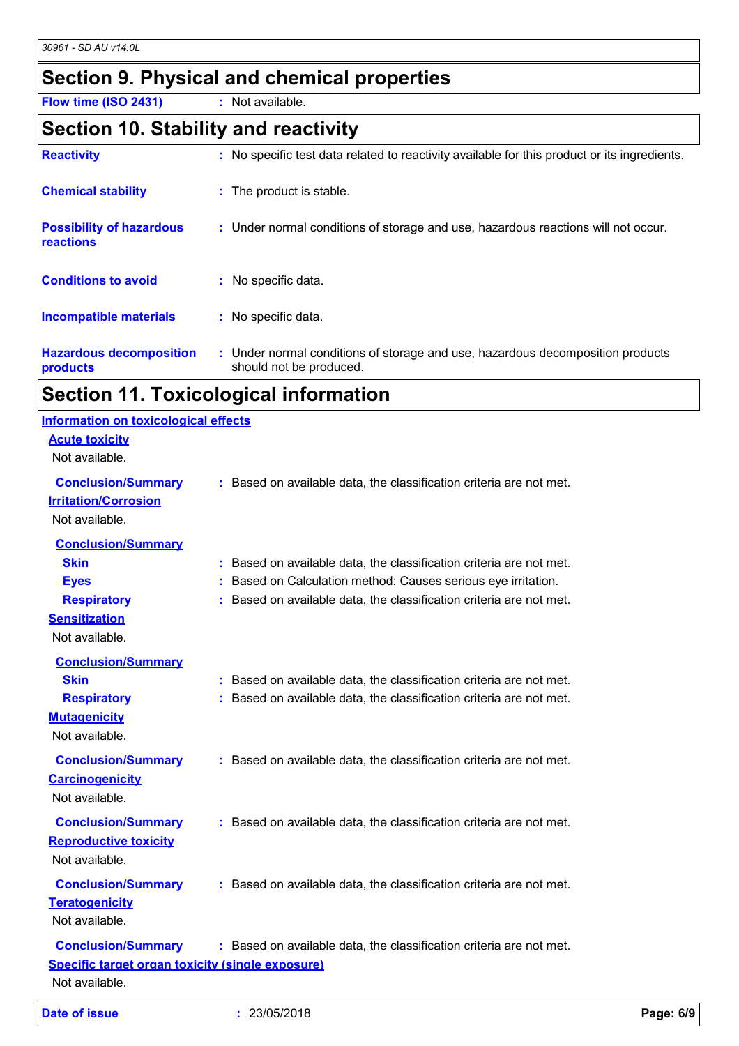## Section 9. Physical and chemical properties

**Flow time (ISO 2431)** : Not available.

## Section 10. Stability and reactivity

**Reactivity** : No specific test data related to reactivity available for this product or its ingredients.

**Chemical stability** : The product is stable.

**Possibility of hazardous reactions** : Under normal conditions of storage and use, hazardous reactions will not occur.

**Conditions to avoid** : No specific data.

**Incompatible materials** : No specific data.

**Hazardous decomposition products** : Under normal conditions of storage and use, hazardous decomposition products should not be produced.

## Section 11. Toxicological information

### Information on toxicological effects

**Acute toxicity**

Not available.

**Conclusion/Summary** : Based on available data, the classification criteria are not met.

**Irritation/Corrosion**

Not available.

**Conclusion/Summary**

- **Skin** : Based on available data, the classification criteria are not met.
- **Eyes** : Based on Calculation method: Causes serious eye irritation.
- **Respiratory** : Based on available data, the classification criteria are not met.

**Sensitization**

Not available.

**Conclusion/Summary**

- **Skin** : Based on available data, the classification criteria are not met.
- **Respiratory** : Based on available data, the classification criteria are not met.

**Mutagenicity**

Not available.

**Conclusion/Summary** : Based on available data, the classification criteria are not met.

**Carcinogenicity**

Not available.

**Conclusion/Summary** : Based on available data, the classification criteria are not met.

**Reproductive toxicity**

Not available.

**Conclusion/Summary** : Based on available data, the classification criteria are not met.

**Teratogenicity**

Not available.

**Conclusion/Summary** : Based on available data, the classification criteria are not met.

**Specific target organ toxicity (single exposure)**

Not available.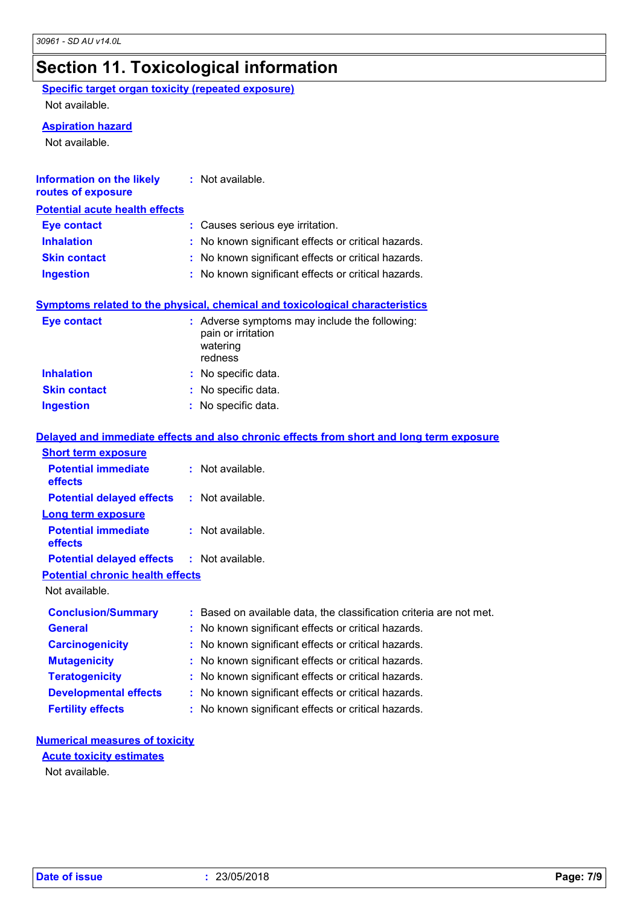# Section 11. Toxicological information

### Specific target organ toxicity (repeated exposure)

Not available.

### Aspiration hazard

Not available.

**Information on the likely routes of exposure** : Not available.

### Potential acute health effects

**Eye contact** : Causes serious eye irritation.

**Inhalation** : No known significant effects or critical hazards.

**Skin contact** : No known significant effects or critical hazards.

**Ingestion** : No known significant effects or critical hazards.

### Symptoms related to the physical, chemical and toxicological characteristics

**Eye contact** : Adverse symptoms may include the following:
pain or irritation
watering
redness

**Inhalation** : No specific data.

**Skin contact** : No specific data.

**Ingestion** : No specific data.

### Delayed and immediate effects and also chronic effects from short and long term exposure

#### Short term exposure

**Potential immediate effects** : Not available.

**Potential delayed effects** : Not available.

#### Long term exposure

**Potential immediate effects** : Not available.

**Potential delayed effects** : Not available.

#### Potential chronic health effects

Not available.

**Conclusion/Summary** : Based on available data, the classification criteria are not met.

**General** : No known significant effects or critical hazards.

**Carcinogenicity** : No known significant effects or critical hazards.

**Mutagenicity** : No known significant effects or critical hazards.

**Teratogenicity** : No known significant effects or critical hazards.

**Developmental effects** : No known significant effects or critical hazards.

**Fertility effects** : No known significant effects or critical hazards.

### Numerical measures of toxicity

#### Acute toxicity estimates

Not available.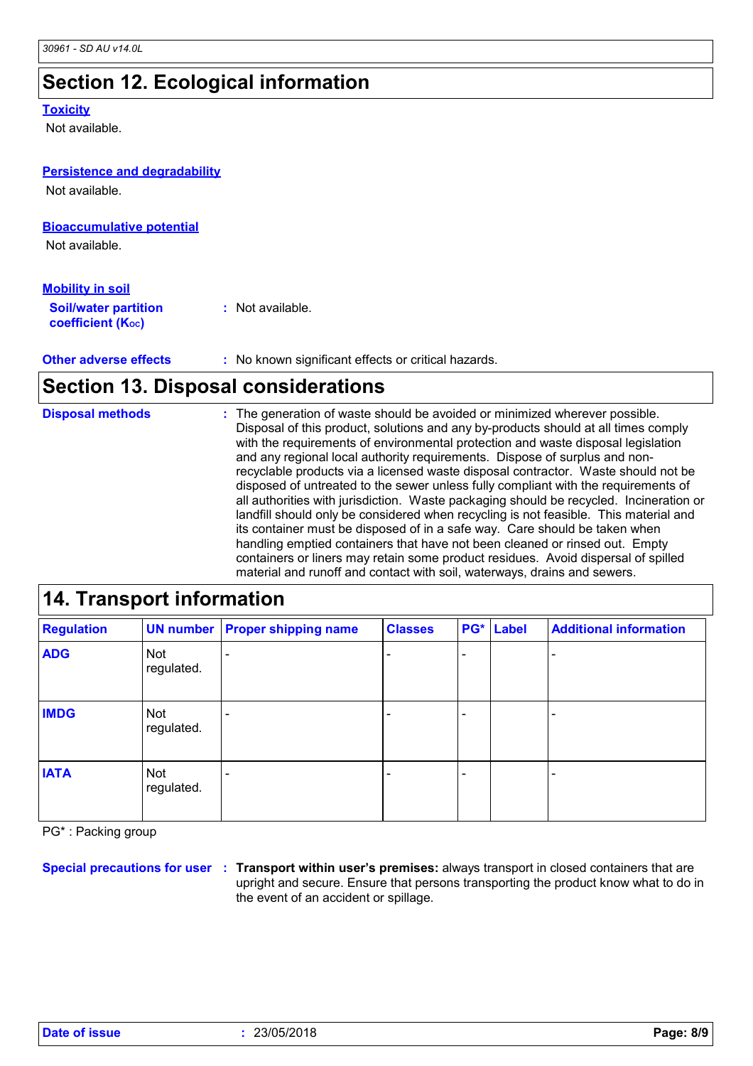# Section 12. Ecological information

### Toxicity

Not available.

### Persistence and degradability

Not available.

### Bioaccumulative potential

Not available.

### Mobility in soil

**Soil/water partition coefficient ($K_{OC}$)** : Not available.

**Other adverse effects** : No known significant effects or critical hazards.

# Section 13. Disposal considerations

**Disposal methods** : The generation of waste should be avoided or minimized wherever possible. Disposal of this product, solutions and any by-products should at all times comply with the requirements of environmental protection and waste disposal legislation and any regional local authority requirements. Dispose of surplus and non-recyclable products via a licensed waste disposal contractor. Waste should not be disposed of untreated to the sewer unless fully compliant with the requirements of all authorities with jurisdiction. Waste packaging should be recycled. Incineration or landfill should only be considered when recycling is not feasible. This material and its container must be disposed of in a safe way. Care should be taken when handling emptied containers that have not been cleaned or rinsed out. Empty containers or liners may retain some product residues. Avoid dispersal of spilled material and runoff and contact with soil, waterways, drains and sewers.

# 14. Transport information

| Regulation | UN number | Proper shipping name | Classes | PG* | Label | Additional information |
|---|---|---|---|---|---|---|
| ADG | Not regulated. | - | - | - | | - |
| IMDG | Not regulated. | - | - | - | | - |
| IATA | Not regulated. | - | - | - | | - |

PG* : Packing group

**Special precautions for user** : **Transport within user's premises:** always transport in closed containers that are upright and secure. Ensure that persons transporting the product know what to do in the event of an accident or spillage.

**Date of issue** : 23/05/2018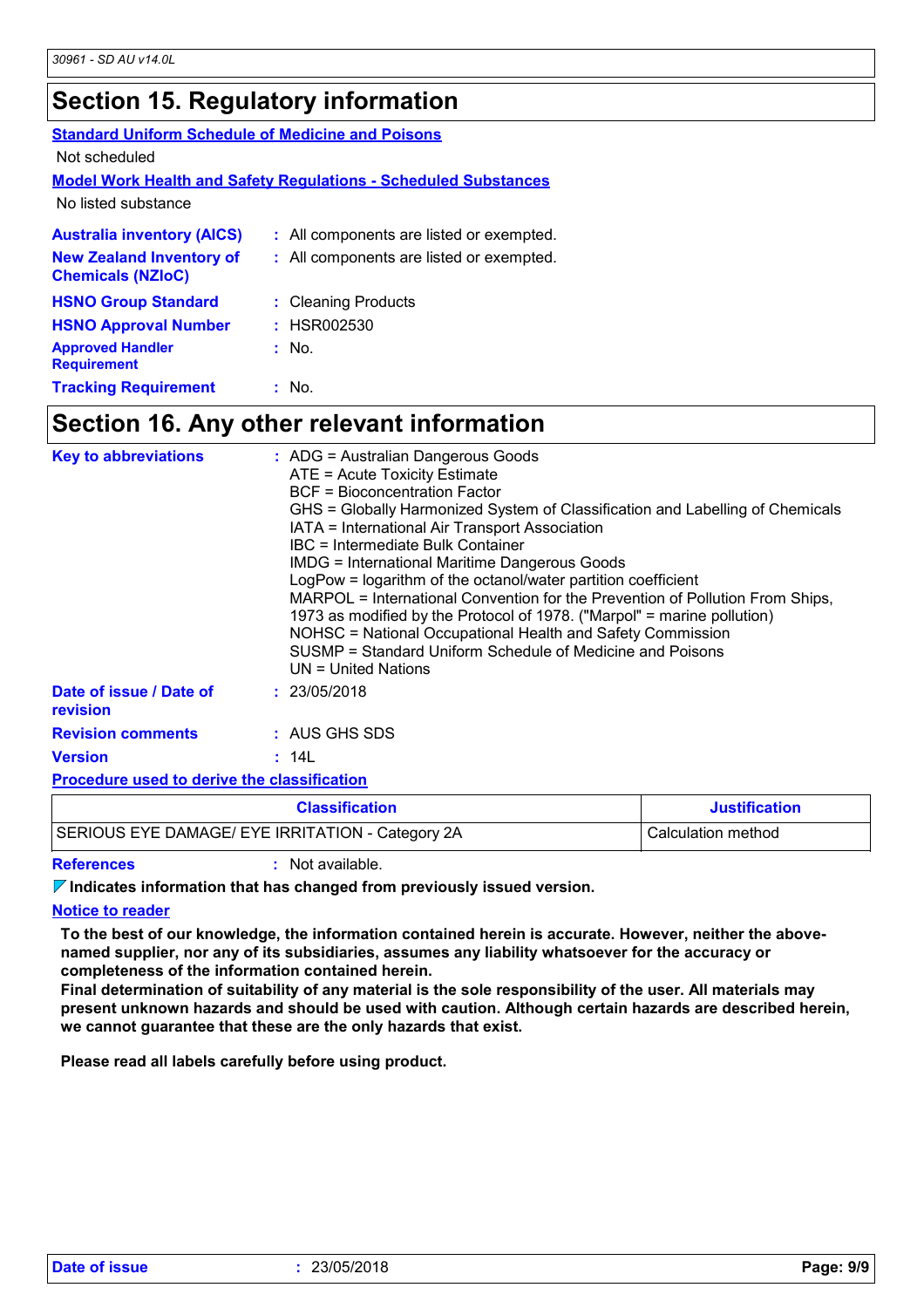## Section 15. Regulatory information

**Standard Uniform Schedule of Medicine and Poisons**

Not scheduled

**Model Work Health and Safety Regulations - Scheduled Substances**

No listed substance

**Australia inventory (AICS)** : All components are listed or exempted.

**New Zealand Inventory of Chemicals (NZIoC)** : All components are listed or exempted.

**HSNO Group Standard** : Cleaning Products

**HSNO Approval Number** : HSR002530

**Approved Handler Requirement** : No.

**Tracking Requirement** : No.

## Section 16. Any other relevant information

**Key to abbreviations** :
ADG = Australian Dangerous Goods
ATE = Acute Toxicity Estimate
BCF = Bioconcentration Factor
GHS = Globally Harmonized System of Classification and Labelling of Chemicals
IATA = International Air Transport Association
IBC = Intermediate Bulk Container
IMDG = International Maritime Dangerous Goods
LogPow = logarithm of the octanol/water partition coefficient
MARPOL = International Convention for the Prevention of Pollution From Ships, 1973 as modified by the Protocol of 1978. ("Marpol" = marine pollution)
NOHSC = National Occupational Health and Safety Commission
SUSMP = Standard Uniform Schedule of Medicine and Poisons
UN = United Nations

**Date of issue / Date of revision** : 23/05/2018

**Revision comments** : AUS GHS SDS

**Version** : 14L

**Procedure used to derive the classification**

| Classification | Justification |
| --- | --- |
| SERIOUS EYE DAMAGE/ EYE IRRITATION - Category 2A | Calculation method |

**References** : Not available.

**Indicates information that has changed from previously issued version.**

**Notice to reader**

**To the best of our knowledge, the information contained herein is accurate. However, neither the above-named supplier, nor any of its subsidiaries, assumes any liability whatsoever for the accuracy or completeness of the information contained herein.**
**Final determination of suitability of any material is the sole responsibility of the user. All materials may present unknown hazards and should be used with caution. Although certain hazards are described herein, we cannot guarantee that these are the only hazards that exist.**

**Please read all labels carefully before using product.**